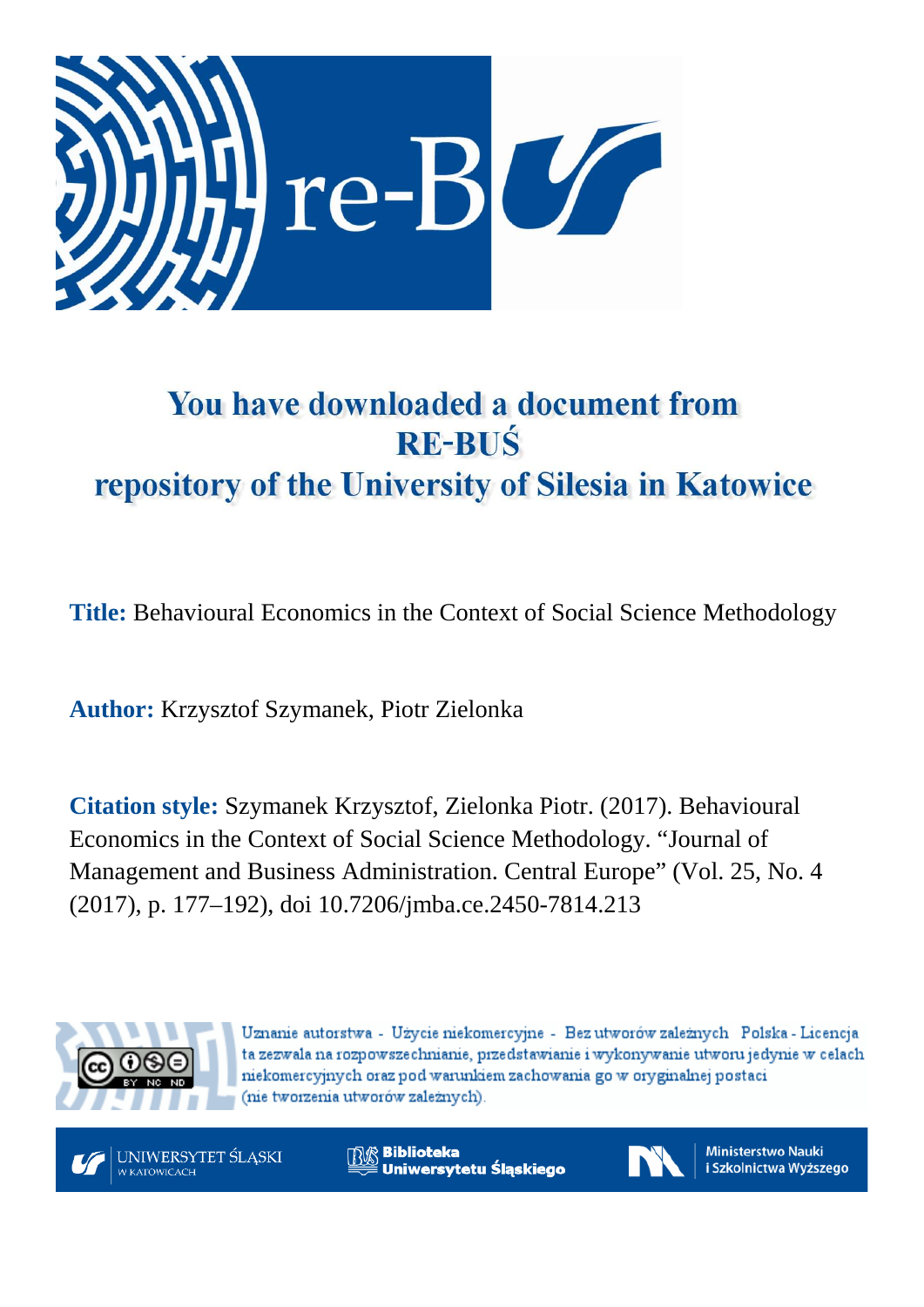# You have downloaded a document from RE-BUŚ repository of the University of Silesia in Katowice

**Title:** Behavioural Economics in the Context of Social Science Methodology

**Author:** Krzysztof Szymanek, Piotr Zielonka

**Citation style:** Szymanek Krzysztof, Zielonka Piotr. (2017). Behavioural Economics in the Context of Social Science Methodology. "Journal of Management and Business Administration. Central Europe" (Vol. 25, No. 4 (2017), p. 177–192), doi 10.7206/jmba.ce.2450-7814.213

Uznanie autorstwa - Użycie niekomercyjne - Bez utworów zależnych Polska - Licencja ta zezwala na rozpowszechnianie, przedstawianie i wykonywanie utworu jedynie w celach niekomercyjnych oraz pod warunkiem zachowania go w oryginalnej postaci (nie tworzenia utworów zależnych).

UNIWERSYTET ŚLĄSKI W KATOWICACH

Biblioteka Uniwersytetu Śląskiego

Ministerstwo Nauki i Szkolnictwa Wyższego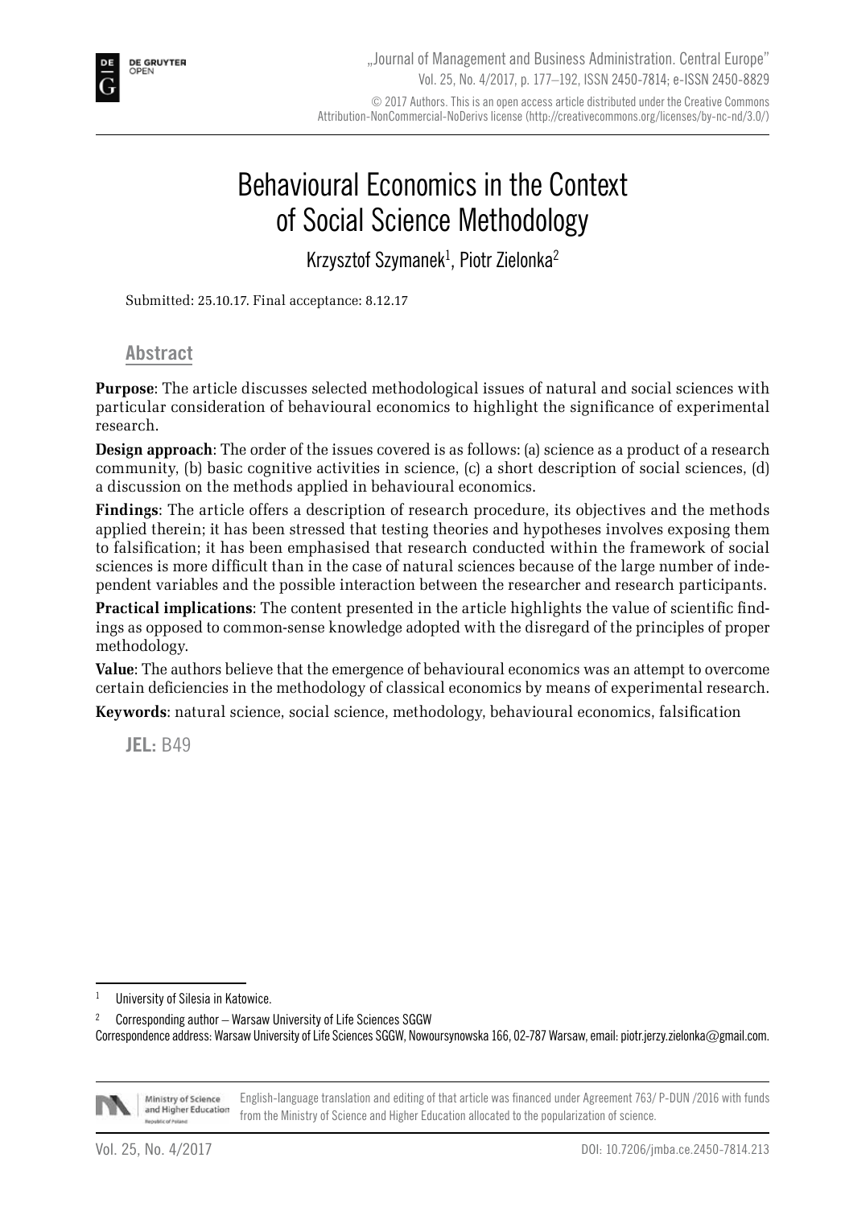# Behavioural Economics in the Context of Social Science Methodology

Krzysztof Szymanek[1], Piotr Zielonka[2]

Submitted: 25.10.17. Final acceptance: 8.12.17

## Abstract

**Purpose**: The article discusses selected methodological issues of natural and social sciences with particular consideration of behavioural economics to highlight the significance of experimental research.

**Design approach**: The order of the issues covered is as follows: (a) science as a product of a research community, (b) basic cognitive activities in science, (c) a short description of social sciences, (d) a discussion on the methods applied in behavioural economics.

**Findings**: The article offers a description of research procedure, its objectives and the methods applied therein; it has been stressed that testing theories and hypotheses involves exposing them to falsification; it has been emphasised that research conducted within the framework of social sciences is more difficult than in the case of natural sciences because of the large number of independent variables and the possible interaction between the researcher and research participants.

**Practical implications**: The content presented in the article highlights the value of scientific findings as opposed to common-sense knowledge adopted with the disregard of the principles of proper methodology.

**Value**: The authors believe that the emergence of behavioural economics was an attempt to overcome certain deficiencies in the methodology of classical economics by means of experimental research.

**Keywords**: natural science, social science, methodology, behavioural economics, falsification

**JEL:** B49

[1] University of Silesia in Katowice.

[2] Corresponding author – Warsaw University of Life Sciences SGGW

Correspondence address: Warsaw University of Life Sciences SGGW, Nowoursynowska 166, 02-787 Warsaw, email: piotr.jerzy.zielonka@gmail.com.

English-language translation and editing of that article was financed under Agreement 763/ P-DUN /2016 with funds from the Ministry of Science and Higher Education allocated to the popularization of science.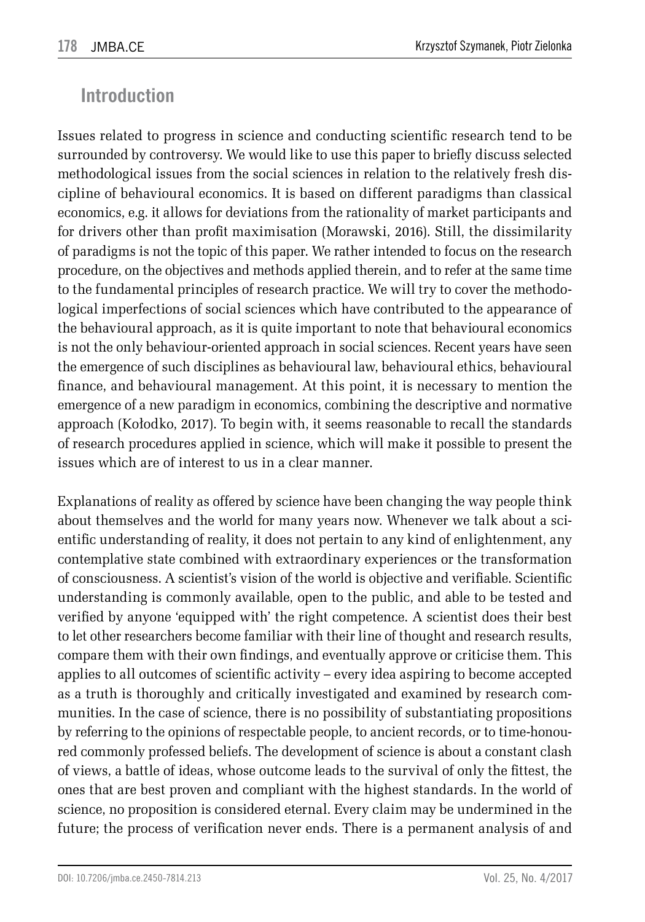## Introduction

Issues related to progress in science and conducting scientific research tend to be surrounded by controversy. We would like to use this paper to briefly discuss selected methodological issues from the social sciences in relation to the relatively fresh discipline of behavioural economics. It is based on different paradigms than classical economics, e.g. it allows for deviations from the rationality of market participants and for drivers other than profit maximisation (Morawski, 2016). Still, the dissimilarity of paradigms is not the topic of this paper. We rather intended to focus on the research procedure, on the objectives and methods applied therein, and to refer at the same time to the fundamental principles of research practice. We will try to cover the methodological imperfections of social sciences which have contributed to the appearance of the behavioural approach, as it is quite important to note that behavioural economics is not the only behaviour-oriented approach in social sciences. Recent years have seen the emergence of such disciplines as behavioural law, behavioural ethics, behavioural finance, and behavioural management. At this point, it is necessary to mention the emergence of a new paradigm in economics, combining the descriptive and normative approach (Kołodko, 2017). To begin with, it seems reasonable to recall the standards of research procedures applied in science, which will make it possible to present the issues which are of interest to us in a clear manner.

Explanations of reality as offered by science have been changing the way people think about themselves and the world for many years now. Whenever we talk about a scientific understanding of reality, it does not pertain to any kind of enlightenment, any contemplative state combined with extraordinary experiences or the transformation of consciousness. A scientist's vision of the world is objective and verifiable. Scientific understanding is commonly available, open to the public, and able to be tested and verified by anyone 'equipped with' the right competence. A scientist does their best to let other researchers become familiar with their line of thought and research results, compare them with their own findings, and eventually approve or criticise them. This applies to all outcomes of scientific activity – every idea aspiring to become accepted as a truth is thoroughly and critically investigated and examined by research communities. In the case of science, there is no possibility of substantiating propositions by referring to the opinions of respectable people, to ancient records, or to time-honoured commonly professed beliefs. The development of science is about a constant clash of views, a battle of ideas, whose outcome leads to the survival of only the fittest, the ones that are best proven and compliant with the highest standards. In the world of science, no proposition is considered eternal. Every claim may be undermined in the future; the process of verification never ends. There is a permanent analysis of and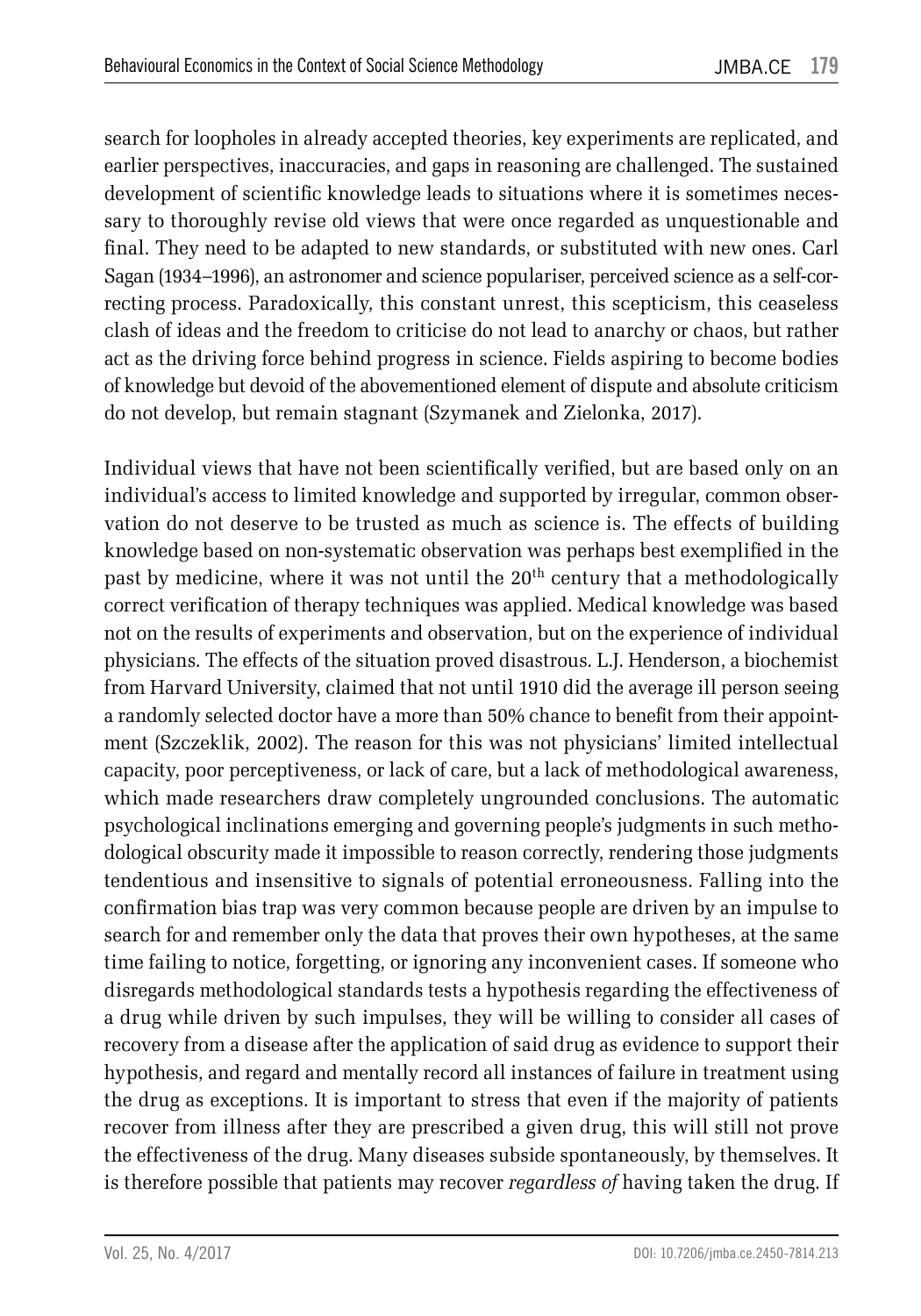search for loopholes in already accepted theories, key experiments are replicated, and earlier perspectives, inaccuracies, and gaps in reasoning are challenged. The sustained development of scientific knowledge leads to situations where it is sometimes necessary to thoroughly revise old views that were once regarded as unquestionable and final. They need to be adapted to new standards, or substituted with new ones. Carl Sagan (1934–1996), an astronomer and science populariser, perceived science as a self-correcting process. Paradoxically, this constant unrest, this scepticism, this ceaseless clash of ideas and the freedom to criticise do not lead to anarchy or chaos, but rather act as the driving force behind progress in science. Fields aspiring to become bodies of knowledge but devoid of the abovementioned element of dispute and absolute criticism do not develop, but remain stagnant (Szymanek and Zielonka, 2017).

Individual views that have not been scientifically verified, but are based only on an individual's access to limited knowledge and supported by irregular, common observation do not deserve to be trusted as much as science is. The effects of building knowledge based on non-systematic observation was perhaps best exemplified in the past by medicine, where it was not until the 20th century that a methodologically correct verification of therapy techniques was applied. Medical knowledge was based not on the results of experiments and observation, but on the experience of individual physicians. The effects of the situation proved disastrous. L.J. Henderson, a biochemist from Harvard University, claimed that not until 1910 did the average ill person seeing a randomly selected doctor have a more than 50% chance to benefit from their appointment (Szczeklik, 2002). The reason for this was not physicians' limited intellectual capacity, poor perceptiveness, or lack of care, but a lack of methodological awareness, which made researchers draw completely ungrounded conclusions. The automatic psychological inclinations emerging and governing people's judgments in such methodological obscurity made it impossible to reason correctly, rendering those judgments tendentious and insensitive to signals of potential erroneousness. Falling into the confirmation bias trap was very common because people are driven by an impulse to search for and remember only the data that proves their own hypotheses, at the same time failing to notice, forgetting, or ignoring any inconvenient cases. If someone who disregards methodological standards tests a hypothesis regarding the effectiveness of a drug while driven by such impulses, they will be willing to consider all cases of recovery from a disease after the application of said drug as evidence to support their hypothesis, and regard and mentally record all instances of failure in treatment using the drug as exceptions. It is important to stress that even if the majority of patients recover from illness after they are prescribed a given drug, this will still not prove the effectiveness of the drug. Many diseases subside spontaneously, by themselves. It is therefore possible that patients may recover *regardless of* having taken the drug. If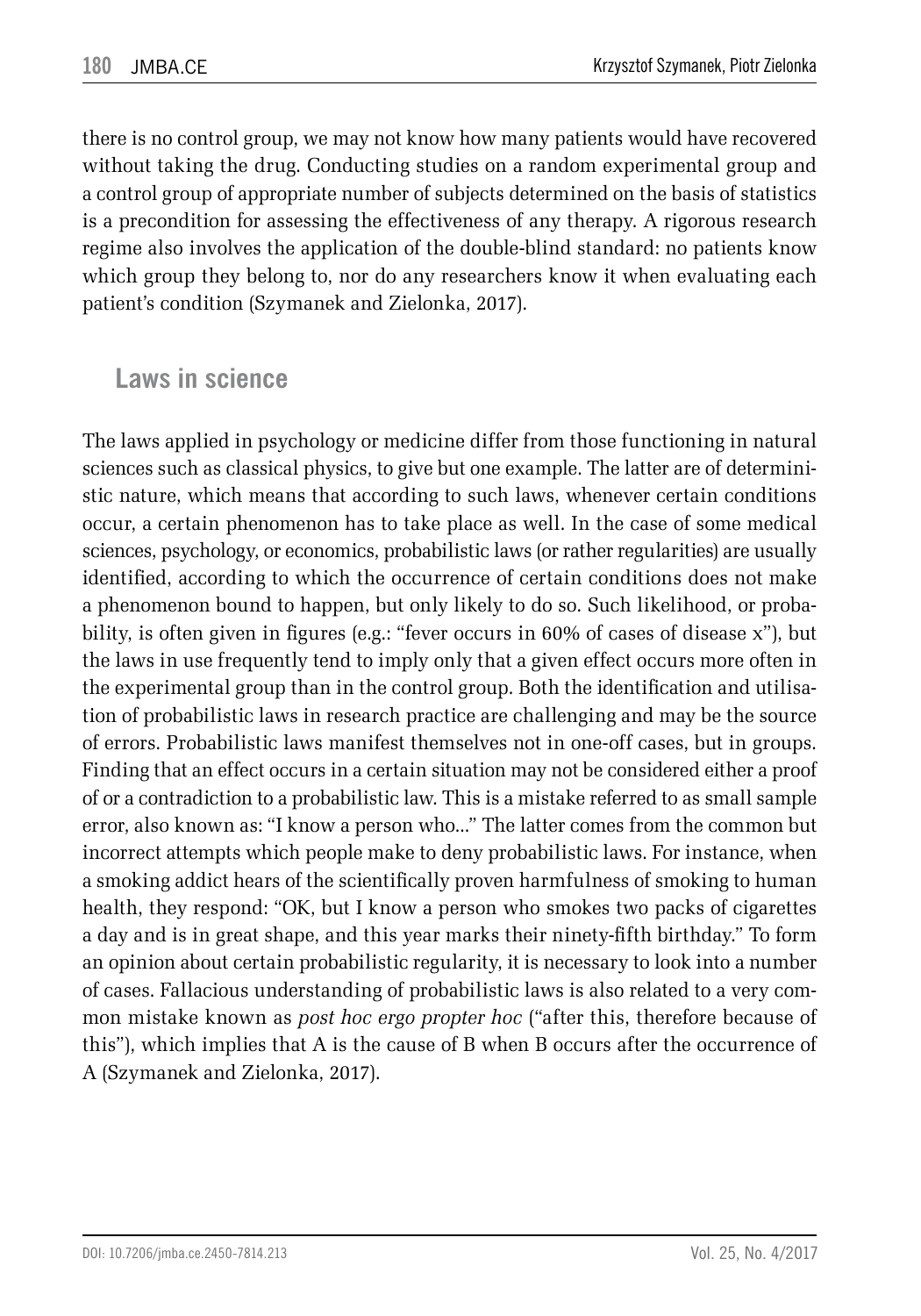there is no control group, we may not know how many patients would have recovered without taking the drug. Conducting studies on a random experimental group and a control group of appropriate number of subjects determined on the basis of statistics is a precondition for assessing the effectiveness of any therapy. A rigorous research regime also involves the application of the double-blind standard: no patients know which group they belong to, nor do any researchers know it when evaluating each patient's condition (Szymanek and Zielonka, 2017).

## Laws in science

The laws applied in psychology or medicine differ from those functioning in natural sciences such as classical physics, to give but one example. The latter are of deterministic nature, which means that according to such laws, whenever certain conditions occur, a certain phenomenon has to take place as well. In the case of some medical sciences, psychology, or economics, probabilistic laws (or rather regularities) are usually identified, according to which the occurrence of certain conditions does not make a phenomenon bound to happen, but only likely to do so. Such likelihood, or probability, is often given in figures (e.g.: "fever occurs in 60% of cases of disease x"), but the laws in use frequently tend to imply only that a given effect occurs more often in the experimental group than in the control group. Both the identification and utilisation of probabilistic laws in research practice are challenging and may be the source of errors. Probabilistic laws manifest themselves not in one-off cases, but in groups. Finding that an effect occurs in a certain situation may not be considered either a proof of or a contradiction to a probabilistic law. This is a mistake referred to as small sample error, also known as: "I know a person who..." The latter comes from the common but incorrect attempts which people make to deny probabilistic laws. For instance, when a smoking addict hears of the scientifically proven harmfulness of smoking to human health, they respond: "OK, but I know a person who smokes two packs of cigarettes a day and is in great shape, and this year marks their ninety-fifth birthday." To form an opinion about certain probabilistic regularity, it is necessary to look into a number of cases. Fallacious understanding of probabilistic laws is also related to a very common mistake known as *post hoc ergo propter hoc* ("after this, therefore because of this"), which implies that A is the cause of B when B occurs after the occurrence of A (Szymanek and Zielonka, 2017).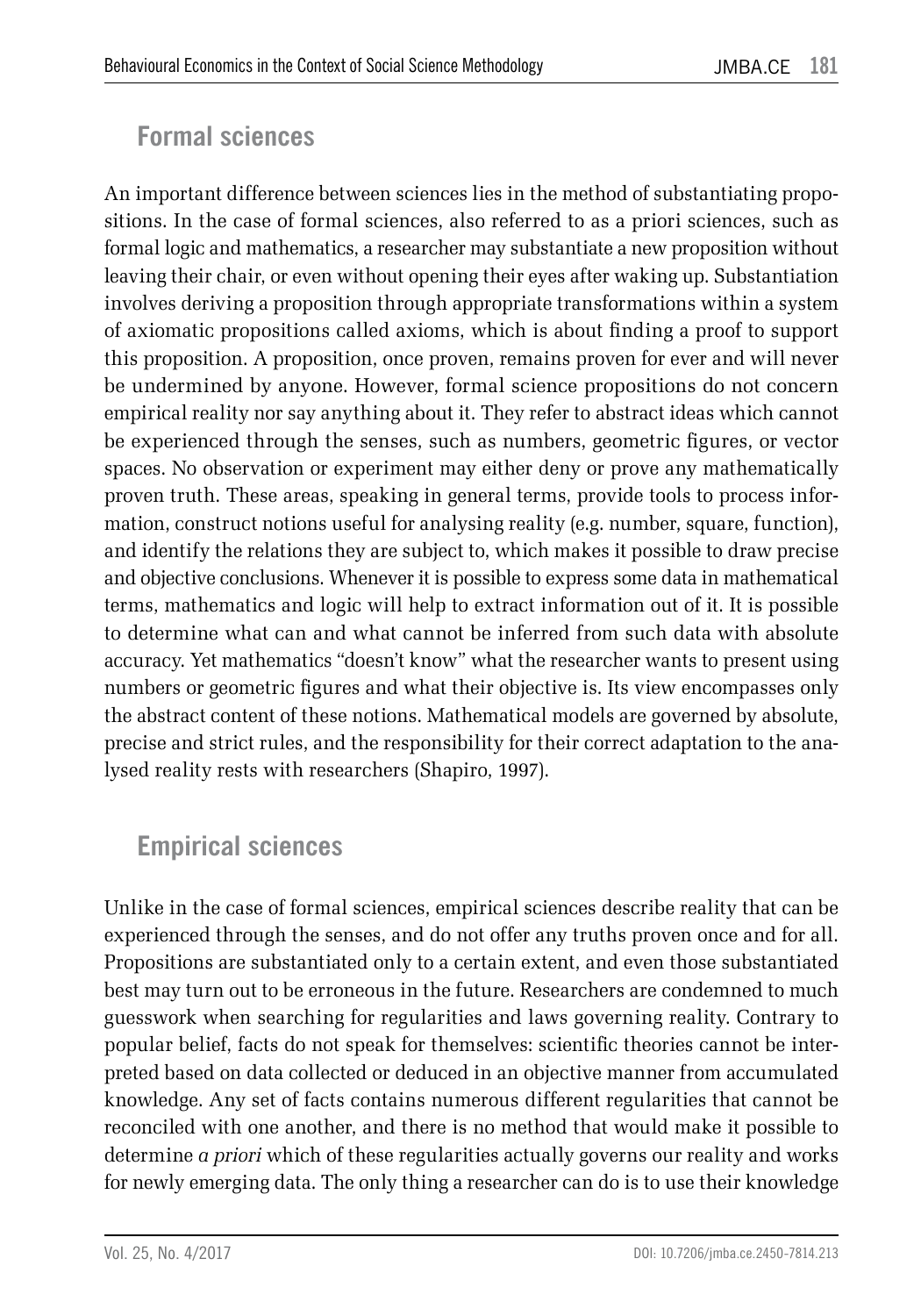## Formal sciences

An important difference between sciences lies in the method of substantiating propositions. In the case of formal sciences, also referred to as a priori sciences, such as formal logic and mathematics, a researcher may substantiate a new proposition without leaving their chair, or even without opening their eyes after waking up. Substantiation involves deriving a proposition through appropriate transformations within a system of axiomatic propositions called axioms, which is about finding a proof to support this proposition. A proposition, once proven, remains proven for ever and will never be undermined by anyone. However, formal science propositions do not concern empirical reality nor say anything about it. They refer to abstract ideas which cannot be experienced through the senses, such as numbers, geometric figures, or vector spaces. No observation or experiment may either deny or prove any mathematically proven truth. These areas, speaking in general terms, provide tools to process information, construct notions useful for analysing reality (e.g. number, square, function), and identify the relations they are subject to, which makes it possible to draw precise and objective conclusions. Whenever it is possible to express some data in mathematical terms, mathematics and logic will help to extract information out of it. It is possible to determine what can and what cannot be inferred from such data with absolute accuracy. Yet mathematics "doesn't know" what the researcher wants to present using numbers or geometric figures and what their objective is. Its view encompasses only the abstract content of these notions. Mathematical models are governed by absolute, precise and strict rules, and the responsibility for their correct adaptation to the analysed reality rests with researchers (Shapiro, 1997).

## Empirical sciences

Unlike in the case of formal sciences, empirical sciences describe reality that can be experienced through the senses, and do not offer any truths proven once and for all. Propositions are substantiated only to a certain extent, and even those substantiated best may turn out to be erroneous in the future. Researchers are condemned to much guesswork when searching for regularities and laws governing reality. Contrary to popular belief, facts do not speak for themselves: scientific theories cannot be interpreted based on data collected or deduced in an objective manner from accumulated knowledge. Any set of facts contains numerous different regularities that cannot be reconciled with one another, and there is no method that would make it possible to determine *a priori* which of these regularities actually governs our reality and works for newly emerging data. The only thing a researcher can do is to use their knowledge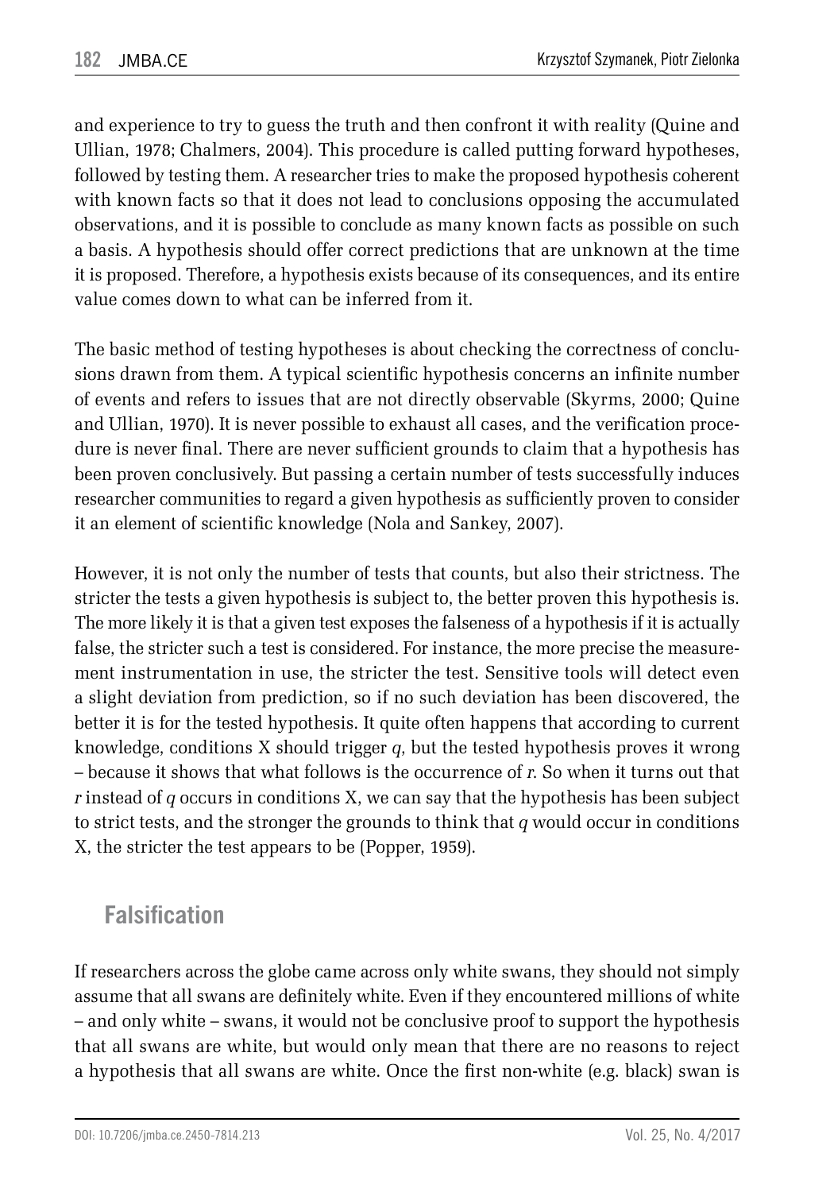and experience to try to guess the truth and then confront it with reality (Quine and Ullian, 1978; Chalmers, 2004). This procedure is called putting forward hypotheses, followed by testing them. A researcher tries to make the proposed hypothesis coherent with known facts so that it does not lead to conclusions opposing the accumulated observations, and it is possible to conclude as many known facts as possible on such a basis. A hypothesis should offer correct predictions that are unknown at the time it is proposed. Therefore, a hypothesis exists because of its consequences, and its entire value comes down to what can be inferred from it.

The basic method of testing hypotheses is about checking the correctness of conclusions drawn from them. A typical scientific hypothesis concerns an infinite number of events and refers to issues that are not directly observable (Skyrms, 2000; Quine and Ullian, 1970). It is never possible to exhaust all cases, and the verification procedure is never final. There are never sufficient grounds to claim that a hypothesis has been proven conclusively. But passing a certain number of tests successfully induces researcher communities to regard a given hypothesis as sufficiently proven to consider it an element of scientific knowledge (Nola and Sankey, 2007).

However, it is not only the number of tests that counts, but also their strictness. The stricter the tests a given hypothesis is subject to, the better proven this hypothesis is. The more likely it is that a given test exposes the falseness of a hypothesis if it is actually false, the stricter such a test is considered. For instance, the more precise the measurement instrumentation in use, the stricter the test. Sensitive tools will detect even a slight deviation from prediction, so if no such deviation has been discovered, the better it is for the tested hypothesis. It quite often happens that according to current knowledge, conditions X should trigger *q*, but the tested hypothesis proves it wrong – because it shows that what follows is the occurrence of *r*. So when it turns out that *r* instead of *q* occurs in conditions X, we can say that the hypothesis has been subject to strict tests, and the stronger the grounds to think that *q* would occur in conditions X, the stricter the test appears to be (Popper, 1959).

## Falsification

If researchers across the globe came across only white swans, they should not simply assume that all swans are definitely white. Even if they encountered millions of white – and only white – swans, it would not be conclusive proof to support the hypothesis that all swans are white, but would only mean that there are no reasons to reject a hypothesis that all swans are white. Once the first non-white (e.g. black) swan is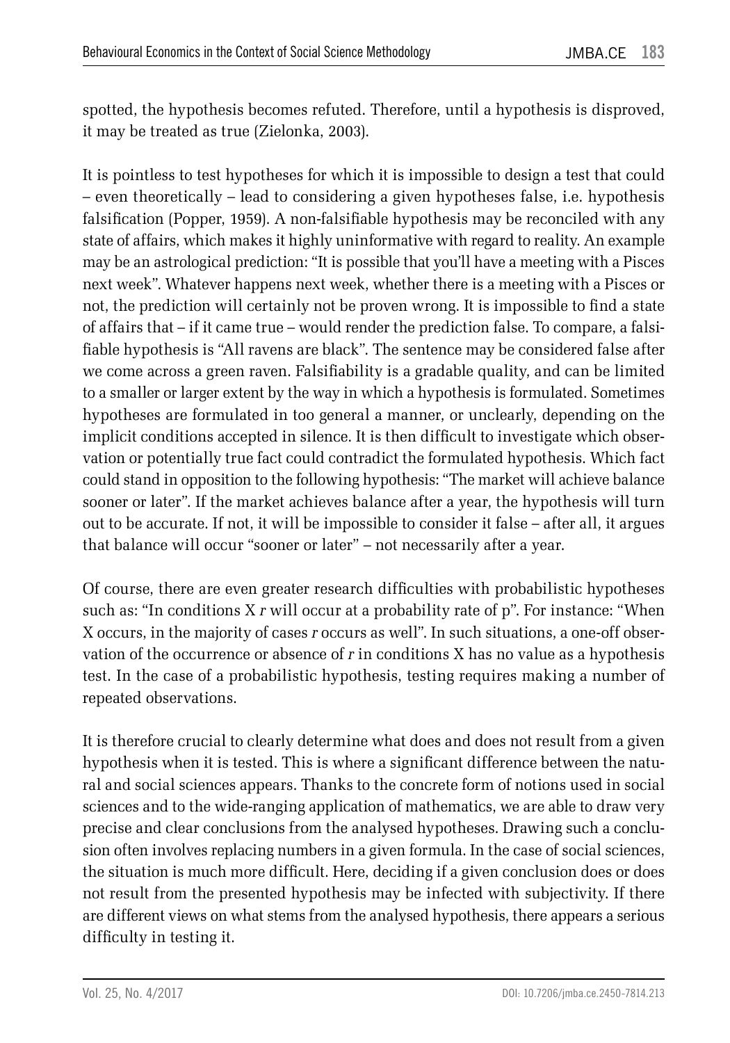spotted, the hypothesis becomes refuted. Therefore, until a hypothesis is disproved, it may be treated as true (Zielonka, 2003).

It is pointless to test hypotheses for which it is impossible to design a test that could – even theoretically – lead to considering a given hypotheses false, i.e. hypothesis falsification (Popper, 1959). A non-falsifiable hypothesis may be reconciled with any state of affairs, which makes it highly uninformative with regard to reality. An example may be an astrological prediction: "It is possible that you'll have a meeting with a Pisces next week". Whatever happens next week, whether there is a meeting with a Pisces or not, the prediction will certainly not be proven wrong. It is impossible to find a state of affairs that – if it came true – would render the prediction false. To compare, a falsifiable hypothesis is "All ravens are black". The sentence may be considered false after we come across a green raven. Falsifiability is a gradable quality, and can be limited to a smaller or larger extent by the way in which a hypothesis is formulated. Sometimes hypotheses are formulated in too general a manner, or unclearly, depending on the implicit conditions accepted in silence. It is then difficult to investigate which observation or potentially true fact could contradict the formulated hypothesis. Which fact could stand in opposition to the following hypothesis: "The market will achieve balance sooner or later". If the market achieves balance after a year, the hypothesis will turn out to be accurate. If not, it will be impossible to consider it false – after all, it argues that balance will occur "sooner or later" – not necessarily after a year.

Of course, there are even greater research difficulties with probabilistic hypotheses such as: "In conditions X *r* will occur at a probability rate of p". For instance: "When X occurs, in the majority of cases *r* occurs as well". In such situations, a one-off observation of the occurrence or absence of *r* in conditions X has no value as a hypothesis test. In the case of a probabilistic hypothesis, testing requires making a number of repeated observations.

It is therefore crucial to clearly determine what does and does not result from a given hypothesis when it is tested. This is where a significant difference between the natural and social sciences appears. Thanks to the concrete form of notions used in social sciences and to the wide-ranging application of mathematics, we are able to draw very precise and clear conclusions from the analysed hypotheses. Drawing such a conclusion often involves replacing numbers in a given formula. In the case of social sciences, the situation is much more difficult. Here, deciding if a given conclusion does or does not result from the presented hypothesis may be infected with subjectivity. If there are different views on what stems from the analysed hypothesis, there appears a serious difficulty in testing it.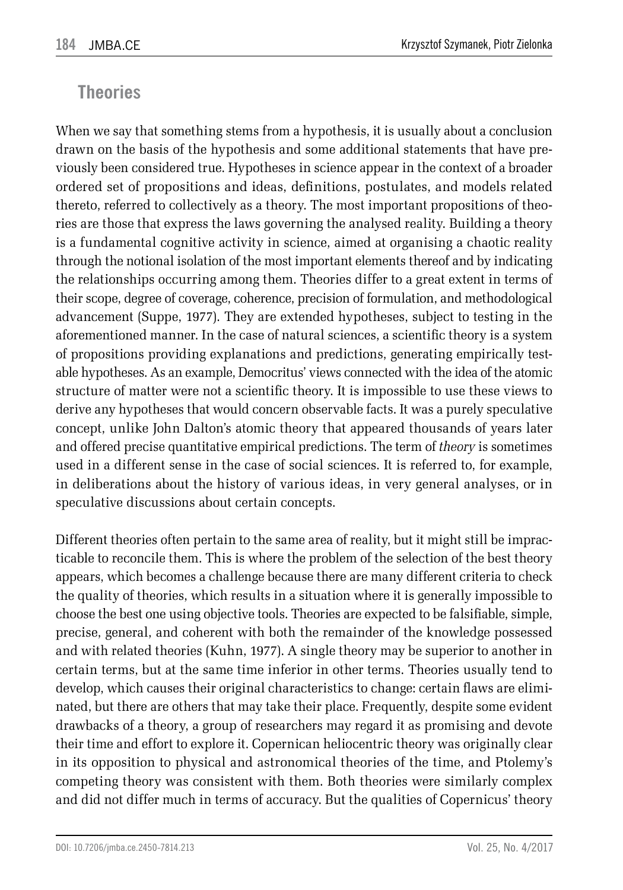## Theories

When we say that something stems from a hypothesis, it is usually about a conclusion drawn on the basis of the hypothesis and some additional statements that have previously been considered true. Hypotheses in science appear in the context of a broader ordered set of propositions and ideas, definitions, postulates, and models related thereto, referred to collectively as a theory. The most important propositions of theories are those that express the laws governing the analysed reality. Building a theory is a fundamental cognitive activity in science, aimed at organising a chaotic reality through the notional isolation of the most important elements thereof and by indicating the relationships occurring among them. Theories differ to a great extent in terms of their scope, degree of coverage, coherence, precision of formulation, and methodological advancement (Suppe, 1977). They are extended hypotheses, subject to testing in the aforementioned manner. In the case of natural sciences, a scientific theory is a system of propositions providing explanations and predictions, generating empirically testable hypotheses. As an example, Democritus' views connected with the idea of the atomic structure of matter were not a scientific theory. It is impossible to use these views to derive any hypotheses that would concern observable facts. It was a purely speculative concept, unlike John Dalton's atomic theory that appeared thousands of years later and offered precise quantitative empirical predictions. The term of *theory* is sometimes used in a different sense in the case of social sciences. It is referred to, for example, in deliberations about the history of various ideas, in very general analyses, or in speculative discussions about certain concepts.

Different theories often pertain to the same area of reality, but it might still be impracticable to reconcile them. This is where the problem of the selection of the best theory appears, which becomes a challenge because there are many different criteria to check the quality of theories, which results in a situation where it is generally impossible to choose the best one using objective tools. Theories are expected to be falsifiable, simple, precise, general, and coherent with both the remainder of the knowledge possessed and with related theories (Kuhn, 1977). A single theory may be superior to another in certain terms, but at the same time inferior in other terms. Theories usually tend to develop, which causes their original characteristics to change: certain flaws are eliminated, but there are others that may take their place. Frequently, despite some evident drawbacks of a theory, a group of researchers may regard it as promising and devote their time and effort to explore it. Copernican heliocentric theory was originally clear in its opposition to physical and astronomical theories of the time, and Ptolemy's competing theory was consistent with them. Both theories were similarly complex and did not differ much in terms of accuracy. But the qualities of Copernicus' theory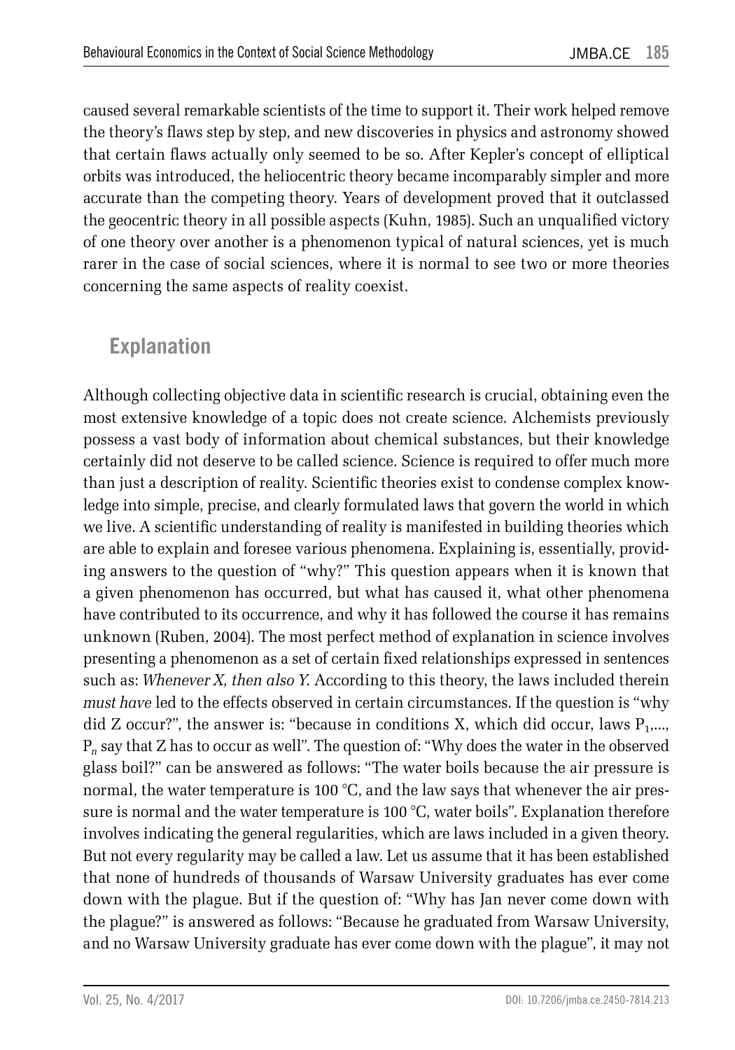caused several remarkable scientists of the time to support it. Their work helped remove the theory's flaws step by step, and new discoveries in physics and astronomy showed that certain flaws actually only seemed to be so. After Kepler's concept of elliptical orbits was introduced, the heliocentric theory became incomparably simpler and more accurate than the competing theory. Years of development proved that it outclassed the geocentric theory in all possible aspects (Kuhn, 1985). Such an unqualified victory of one theory over another is a phenomenon typical of natural sciences, yet is much rarer in the case of social sciences, where it is normal to see two or more theories concerning the same aspects of reality coexist.

## Explanation

Although collecting objective data in scientific research is crucial, obtaining even the most extensive knowledge of a topic does not create science. Alchemists previously possess a vast body of information about chemical substances, but their knowledge certainly did not deserve to be called science. Science is required to offer much more than just a description of reality. Scientific theories exist to condense complex knowledge into simple, precise, and clearly formulated laws that govern the world in which we live. A scientific understanding of reality is manifested in building theories which are able to explain and foresee various phenomena. Explaining is, essentially, providing answers to the question of "why?" This question appears when it is known that a given phenomenon has occurred, but what has caused it, what other phenomena have contributed to its occurrence, and why it has followed the course it has remains unknown (Ruben, 2004). The most perfect method of explanation in science involves presenting a phenomenon as a set of certain fixed relationships expressed in sentences such as: *Whenever X, then also Y.* According to this theory, the laws included therein *must have* led to the effects observed in certain circumstances. If the question is "why did Z occur?", the answer is: "because in conditions X, which did occur, laws $P_1, ..., P_n$ say that Z has to occur as well". The question of: "Why does the water in the observed glass boil?" can be answered as follows: "The water boils because the air pressure is normal, the water temperature is 100 °C, and the law says that whenever the air pressure is normal and the water temperature is 100 °C, water boils". Explanation therefore involves indicating the general regularities, which are laws included in a given theory. But not every regularity may be called a law. Let us assume that it has been established that none of hundreds of thousands of Warsaw University graduates has ever come down with the plague. But if the question of: "Why has Jan never come down with the plague?" is answered as follows: "Because he graduated from Warsaw University, and no Warsaw University graduate has ever come down with the plague", it may not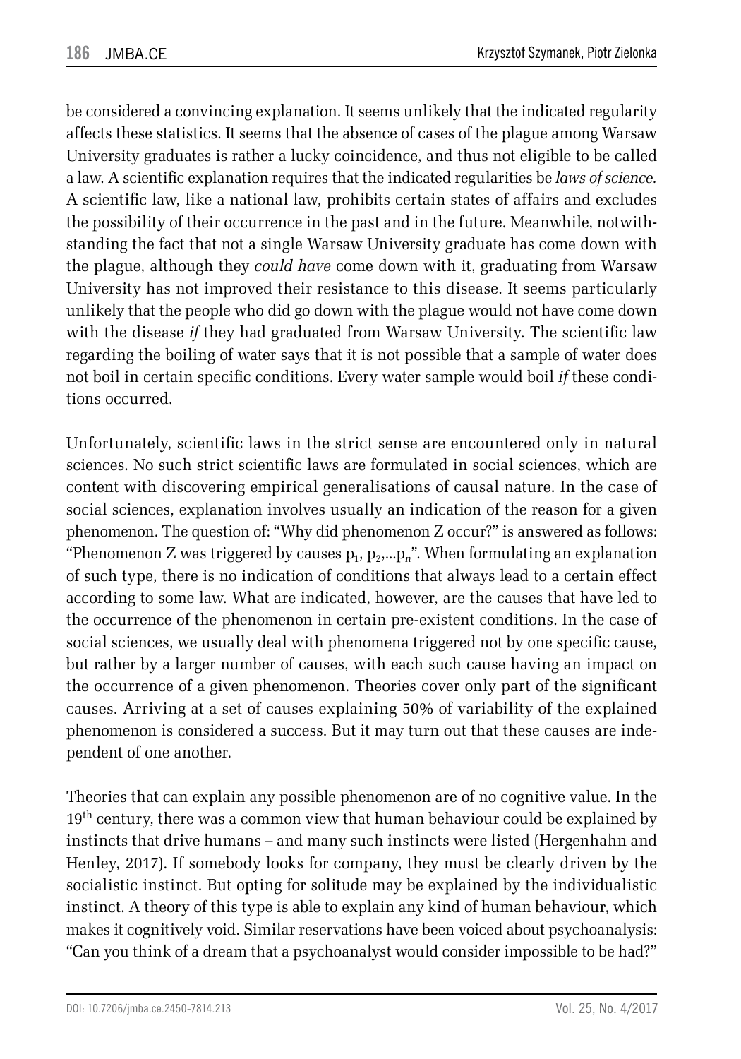be considered a convincing explanation. It seems unlikely that the indicated regularity affects these statistics. It seems that the absence of cases of the plague among Warsaw University graduates is rather a lucky coincidence, and thus not eligible to be called a law. A scientific explanation requires that the indicated regularities be *laws of science*. A scientific law, like a national law, prohibits certain states of affairs and excludes the possibility of their occurrence in the past and in the future. Meanwhile, notwithstanding the fact that not a single Warsaw University graduate has come down with the plague, although they *could have* come down with it, graduating from Warsaw University has not improved their resistance to this disease. It seems particularly unlikely that the people who did go down with the plague would not have come down with the disease *if* they had graduated from Warsaw University. The scientific law regarding the boiling of water says that it is not possible that a sample of water does not boil in certain specific conditions. Every water sample would boil *if* these conditions occurred.

Unfortunately, scientific laws in the strict sense are encountered only in natural sciences. No such strict scientific laws are formulated in social sciences, which are content with discovering empirical generalisations of causal nature. In the case of social sciences, explanation involves usually an indication of the reason for a given phenomenon. The question of: "Why did phenomenon Z occur?" is answered as follows: "Phenomenon Z was triggered by causes $p_1$, $p_2$,...$p_n$". When formulating an explanation of such type, there is no indication of conditions that always lead to a certain effect according to some law. What are indicated, however, are the causes that have led to the occurrence of the phenomenon in certain pre-existent conditions. In the case of social sciences, we usually deal with phenomena triggered not by one specific cause, but rather by a larger number of causes, with each such cause having an impact on the occurrence of a given phenomenon. Theories cover only part of the significant causes. Arriving at a set of causes explaining 50% of variability of the explained phenomenon is considered a success. But it may turn out that these causes are independent of one another.

Theories that can explain any possible phenomenon are of no cognitive value. In the 19th century, there was a common view that human behaviour could be explained by instincts that drive humans – and many such instincts were listed (Hergenhahn and Henley, 2017). If somebody looks for company, they must be clearly driven by the socialistic instinct. But opting for solitude may be explained by the individualistic instinct. A theory of this type is able to explain any kind of human behaviour, which makes it cognitively void. Similar reservations have been voiced about psychoanalysis: "Can you think of a dream that a psychoanalyst would consider impossible to be had?"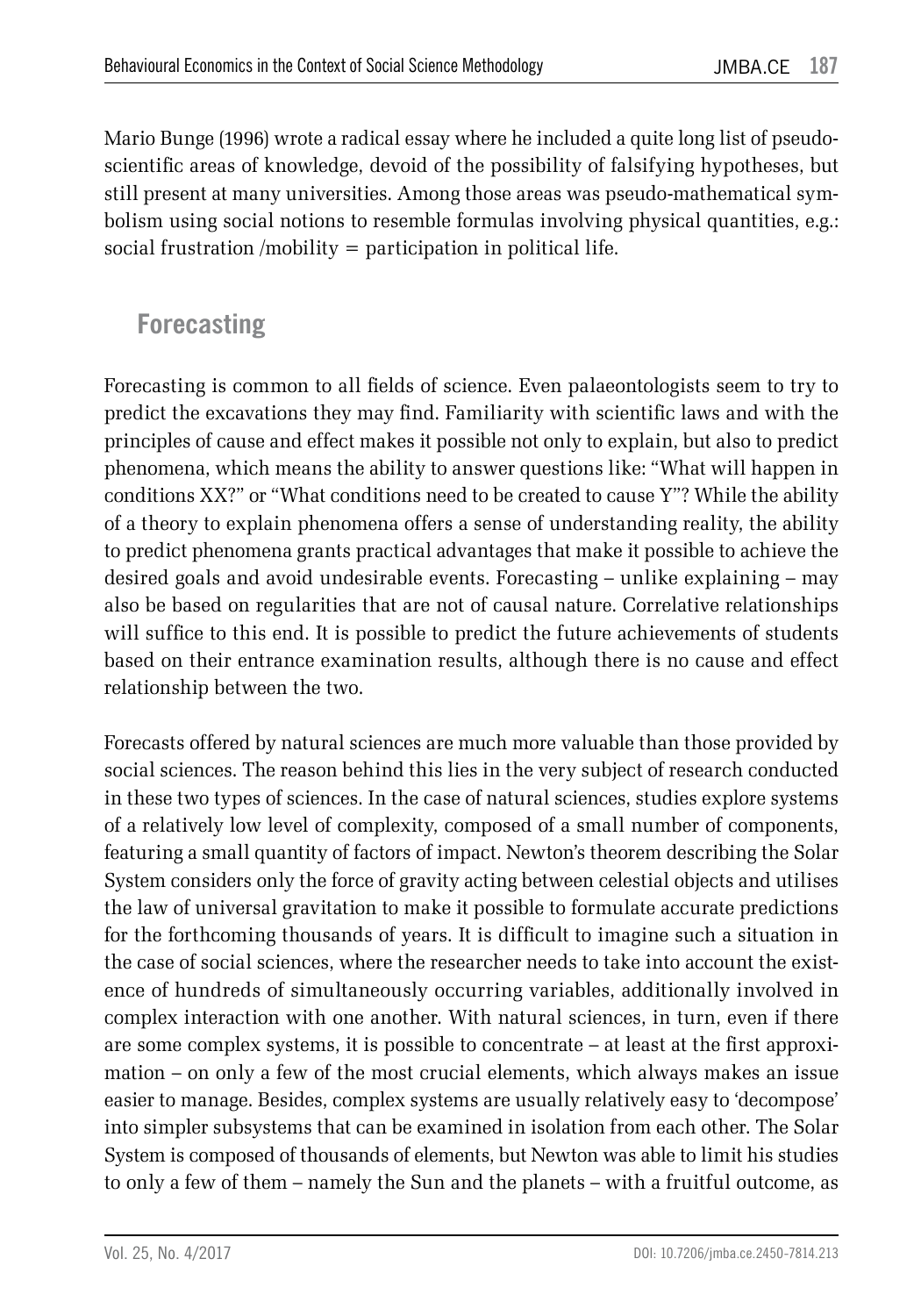Mario Bunge (1996) wrote a radical essay where he included a quite long list of pseudo-scientific areas of knowledge, devoid of the possibility of falsifying hypotheses, but still present at many universities. Among those areas was pseudo-mathematical symbolism using social notions to resemble formulas involving physical quantities, e.g.: social frustration /mobility = participation in political life.

## Forecasting

Forecasting is common to all fields of science. Even palaeontologists seem to try to predict the excavations they may find. Familiarity with scientific laws and with the principles of cause and effect makes it possible not only to explain, but also to predict phenomena, which means the ability to answer questions like: "What will happen in conditions XX?" or "What conditions need to be created to cause Y"? While the ability of a theory to explain phenomena offers a sense of understanding reality, the ability to predict phenomena grants practical advantages that make it possible to achieve the desired goals and avoid undesirable events. Forecasting – unlike explaining – may also be based on regularities that are not of causal nature. Correlative relationships will suffice to this end. It is possible to predict the future achievements of students based on their entrance examination results, although there is no cause and effect relationship between the two.

Forecasts offered by natural sciences are much more valuable than those provided by social sciences. The reason behind this lies in the very subject of research conducted in these two types of sciences. In the case of natural sciences, studies explore systems of a relatively low level of complexity, composed of a small number of components, featuring a small quantity of factors of impact. Newton's theorem describing the Solar System considers only the force of gravity acting between celestial objects and utilises the law of universal gravitation to make it possible to formulate accurate predictions for the forthcoming thousands of years. It is difficult to imagine such a situation in the case of social sciences, where the researcher needs to take into account the existence of hundreds of simultaneously occurring variables, additionally involved in complex interaction with one another. With natural sciences, in turn, even if there are some complex systems, it is possible to concentrate – at least at the first approximation – on only a few of the most crucial elements, which always makes an issue easier to manage. Besides, complex systems are usually relatively easy to 'decompose' into simpler subsystems that can be examined in isolation from each other. The Solar System is composed of thousands of elements, but Newton was able to limit his studies to only a few of them – namely the Sun and the planets – with a fruitful outcome, as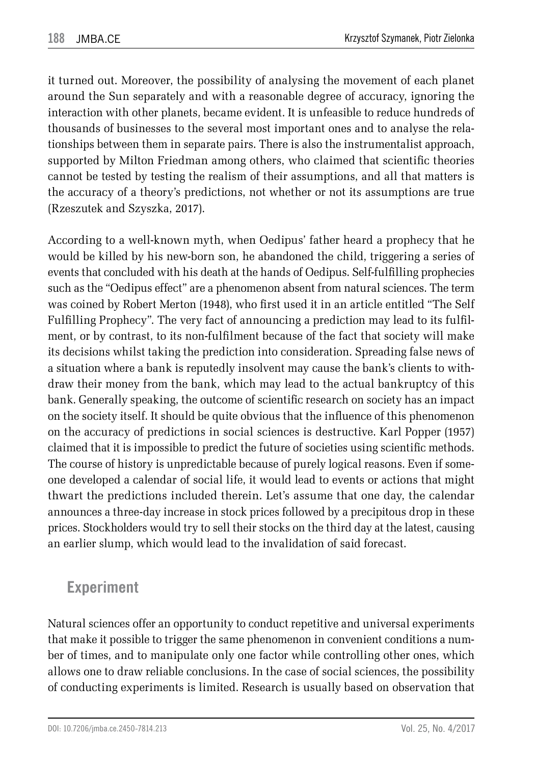it turned out. Moreover, the possibility of analysing the movement of each planet around the Sun separately and with a reasonable degree of accuracy, ignoring the interaction with other planets, became evident. It is unfeasible to reduce hundreds of thousands of businesses to the several most important ones and to analyse the relationships between them in separate pairs. There is also the instrumentalist approach, supported by Milton Friedman among others, who claimed that scientific theories cannot be tested by testing the realism of their assumptions, and all that matters is the accuracy of a theory's predictions, not whether or not its assumptions are true (Rzeszutek and Szyszka, 2017).

According to a well-known myth, when Oedipus' father heard a prophecy that he would be killed by his new-born son, he abandoned the child, triggering a series of events that concluded with his death at the hands of Oedipus. Self-fulfilling prophecies such as the "Oedipus effect" are a phenomenon absent from natural sciences. The term was coined by Robert Merton (1948), who first used it in an article entitled "The Self Fulfilling Prophecy". The very fact of announcing a prediction may lead to its fulfilment, or by contrast, to its non-fulfilment because of the fact that society will make its decisions whilst taking the prediction into consideration. Spreading false news of a situation where a bank is reputedly insolvent may cause the bank's clients to withdraw their money from the bank, which may lead to the actual bankruptcy of this bank. Generally speaking, the outcome of scientific research on society has an impact on the society itself. It should be quite obvious that the influence of this phenomenon on the accuracy of predictions in social sciences is destructive. Karl Popper (1957) claimed that it is impossible to predict the future of societies using scientific methods. The course of history is unpredictable because of purely logical reasons. Even if someone developed a calendar of social life, it would lead to events or actions that might thwart the predictions included therein. Let's assume that one day, the calendar announces a three-day increase in stock prices followed by a precipitous drop in these prices. Stockholders would try to sell their stocks on the third day at the latest, causing an earlier slump, which would lead to the invalidation of said forecast.

## Experiment

Natural sciences offer an opportunity to conduct repetitive and universal experiments that make it possible to trigger the same phenomenon in convenient conditions a number of times, and to manipulate only one factor while controlling other ones, which allows one to draw reliable conclusions. In the case of social sciences, the possibility of conducting experiments is limited. Research is usually based on observation that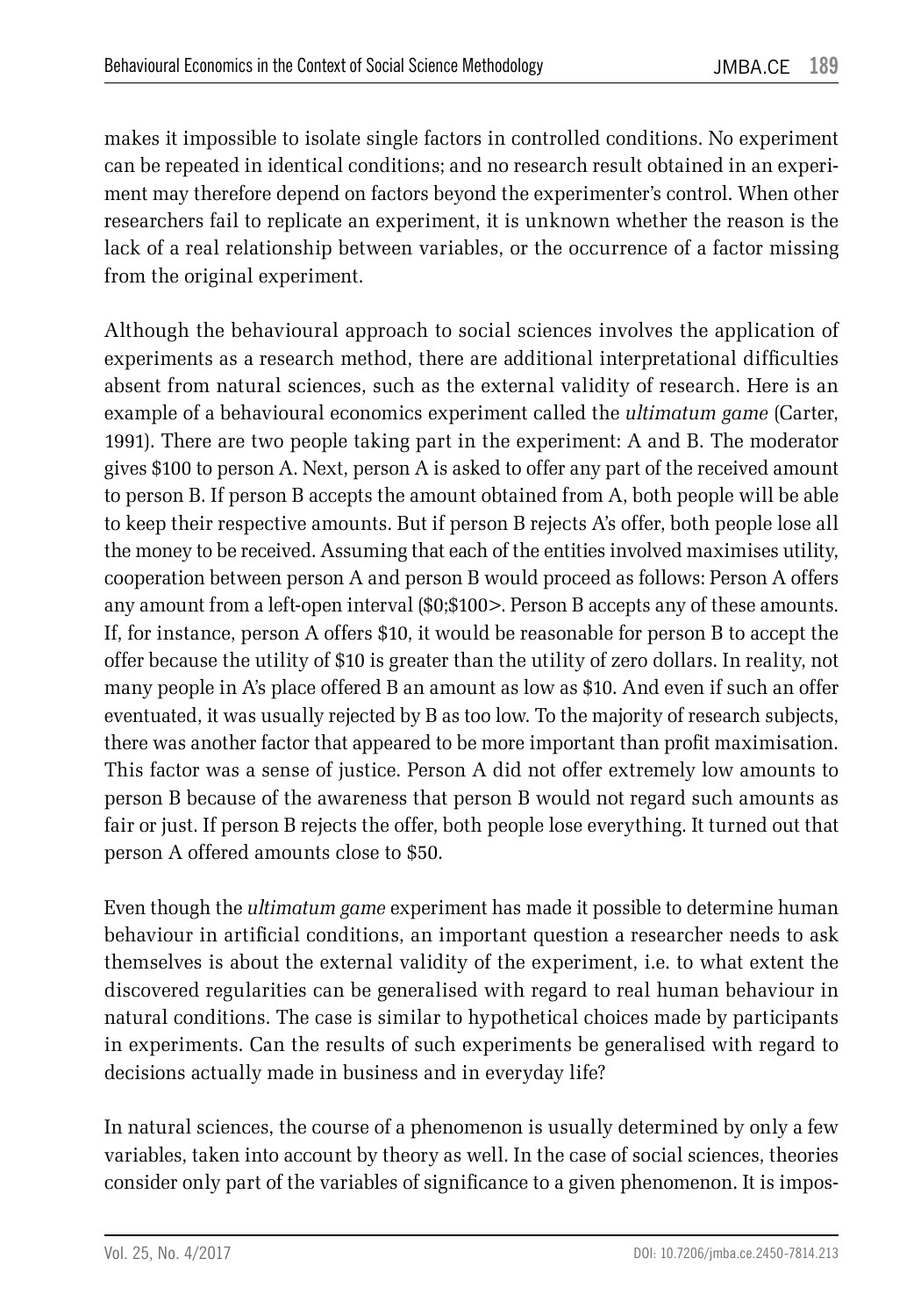makes it impossible to isolate single factors in controlled conditions. No experiment can be repeated in identical conditions; and no research result obtained in an experiment may therefore depend on factors beyond the experimenter's control. When other researchers fail to replicate an experiment, it is unknown whether the reason is the lack of a real relationship between variables, or the occurrence of a factor missing from the original experiment.

Although the behavioural approach to social sciences involves the application of experiments as a research method, there are additional interpretational difficulties absent from natural sciences, such as the external validity of research. Here is an example of a behavioural economics experiment called the *ultimatum game* (Carter, 1991). There are two people taking part in the experiment: A and B. The moderator gives $100 to person A. Next, person A is asked to offer any part of the received amount to person B. If person B accepts the amount obtained from A, both people will be able to keep their respective amounts. But if person B rejects A's offer, both people lose all the money to be received. Assuming that each of the entities involved maximises utility, cooperation between person A and person B would proceed as follows: Person A offers any amount from a left-open interval ($0;$100>. Person B accepts any of these amounts. If, for instance, person A offers $10, it would be reasonable for person B to accept the offer because the utility of $10 is greater than the utility of zero dollars. In reality, not many people in A's place offered B an amount as low as $10. And even if such an offer eventuated, it was usually rejected by B as too low. To the majority of research subjects, there was another factor that appeared to be more important than profit maximisation. This factor was a sense of justice. Person A did not offer extremely low amounts to person B because of the awareness that person B would not regard such amounts as fair or just. If person B rejects the offer, both people lose everything. It turned out that person A offered amounts close to $50.

Even though the *ultimatum game* experiment has made it possible to determine human behaviour in artificial conditions, an important question a researcher needs to ask themselves is about the external validity of the experiment, i.e. to what extent the discovered regularities can be generalised with regard to real human behaviour in natural conditions. The case is similar to hypothetical choices made by participants in experiments. Can the results of such experiments be generalised with regard to decisions actually made in business and in everyday life?

In natural sciences, the course of a phenomenon is usually determined by only a few variables, taken into account by theory as well. In the case of social sciences, theories consider only part of the variables of significance to a given phenomenon. It is impos-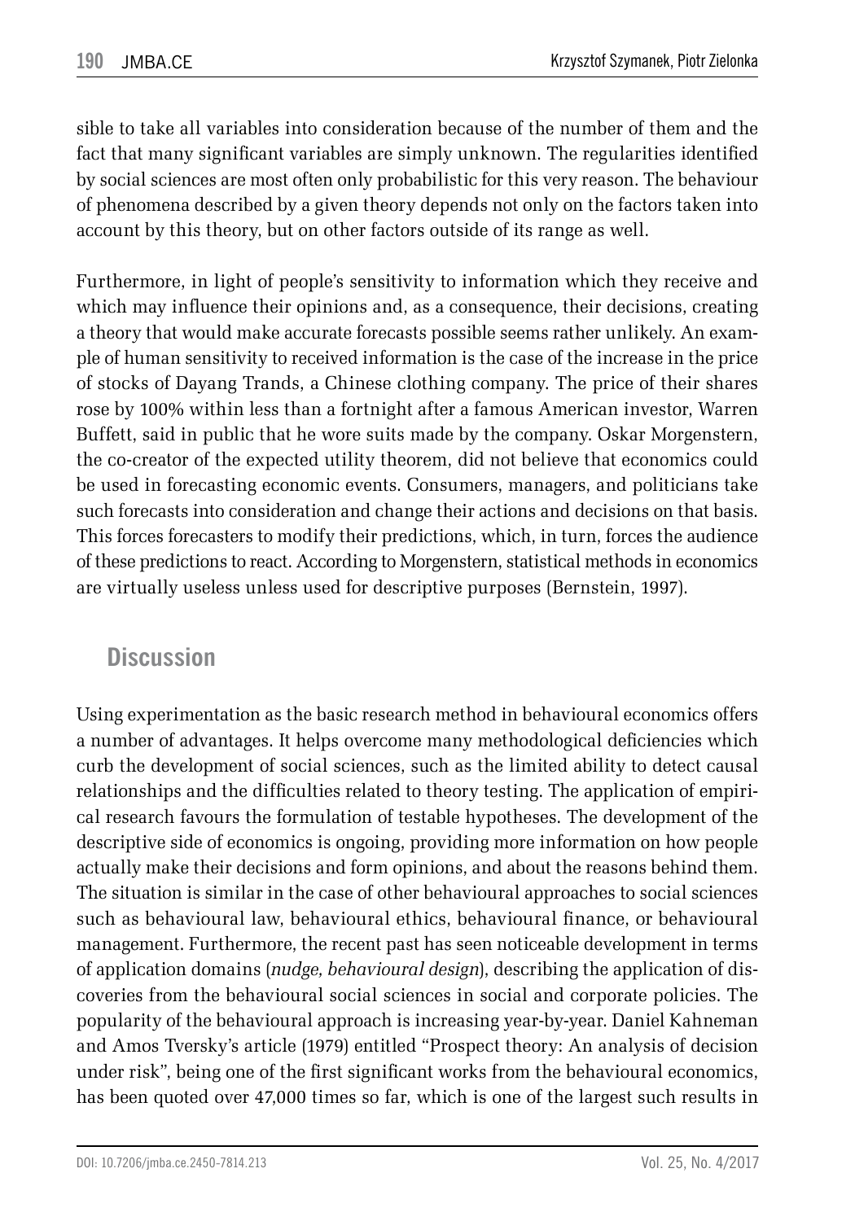sible to take all variables into consideration because of the number of them and the fact that many significant variables are simply unknown. The regularities identified by social sciences are most often only probabilistic for this very reason. The behaviour of phenomena described by a given theory depends not only on the factors taken into account by this theory, but on other factors outside of its range as well.

Furthermore, in light of people's sensitivity to information which they receive and which may influence their opinions and, as a consequence, their decisions, creating a theory that would make accurate forecasts possible seems rather unlikely. An example of human sensitivity to received information is the case of the increase in the price of stocks of Dayang Trands, a Chinese clothing company. The price of their shares rose by 100% within less than a fortnight after a famous American investor, Warren Buffett, said in public that he wore suits made by the company. Oskar Morgenstern, the co-creator of the expected utility theorem, did not believe that economics could be used in forecasting economic events. Consumers, managers, and politicians take such forecasts into consideration and change their actions and decisions on that basis. This forces forecasters to modify their predictions, which, in turn, forces the audience of these predictions to react. According to Morgenstern, statistical methods in economics are virtually useless unless used for descriptive purposes (Bernstein, 1997).

## Discussion

Using experimentation as the basic research method in behavioural economics offers a number of advantages. It helps overcome many methodological deficiencies which curb the development of social sciences, such as the limited ability to detect causal relationships and the difficulties related to theory testing. The application of empirical research favours the formulation of testable hypotheses. The development of the descriptive side of economics is ongoing, providing more information on how people actually make their decisions and form opinions, and about the reasons behind them. The situation is similar in the case of other behavioural approaches to social sciences such as behavioural law, behavioural ethics, behavioural finance, or behavioural management. Furthermore, the recent past has seen noticeable development in terms of application domains (*nudge, behavioural design*), describing the application of discoveries from the behavioural social sciences in social and corporate policies. The popularity of the behavioural approach is increasing year-by-year. Daniel Kahneman and Amos Tversky's article (1979) entitled "Prospect theory: An analysis of decision under risk", being one of the first significant works from the behavioural economics, has been quoted over 47,000 times so far, which is one of the largest such results in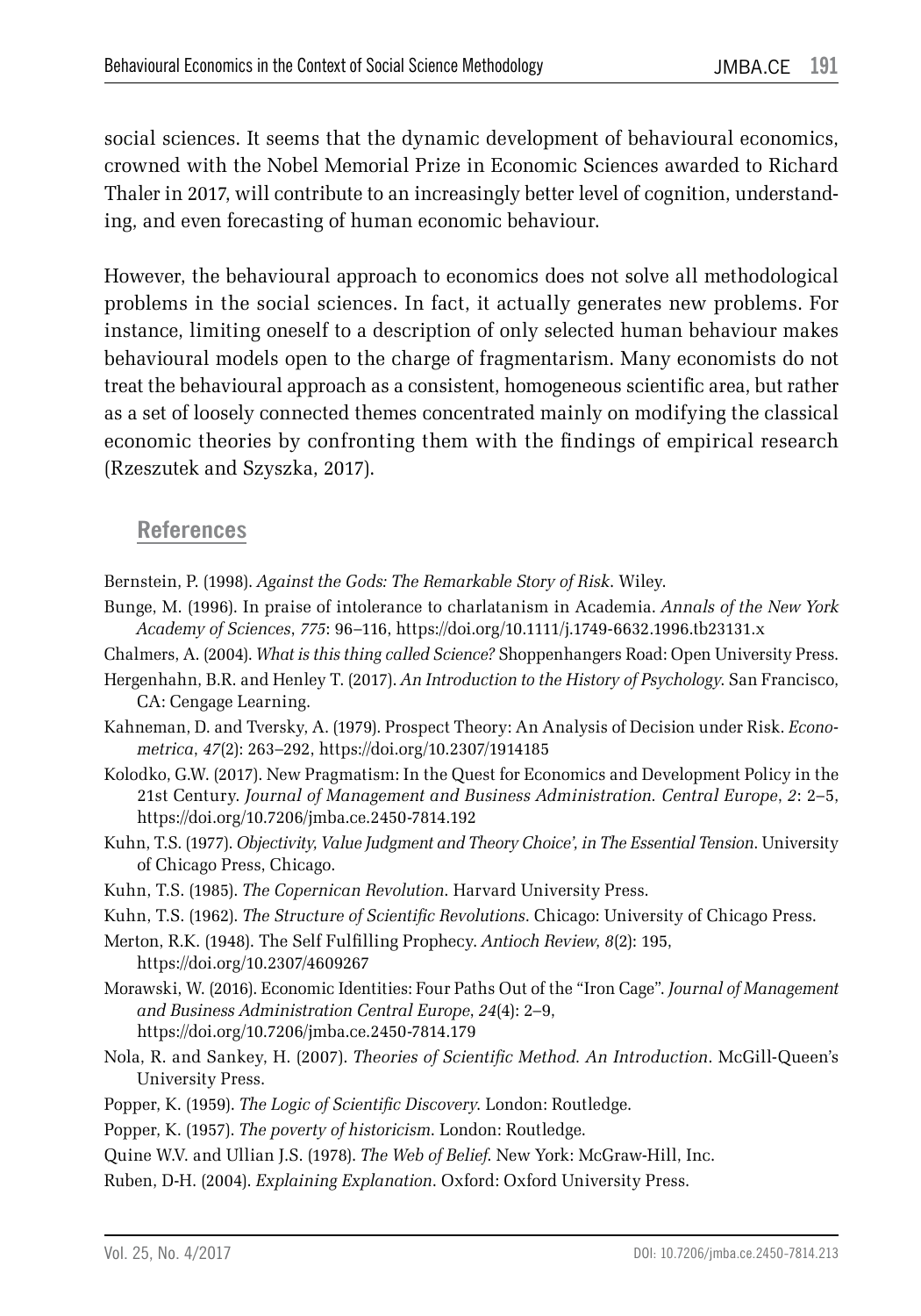social sciences. It seems that the dynamic development of behavioural economics, crowned with the Nobel Memorial Prize in Economic Sciences awarded to Richard Thaler in 2017, will contribute to an increasingly better level of cognition, understanding, and even forecasting of human economic behaviour.

However, the behavioural approach to economics does not solve all methodological problems in the social sciences. In fact, it actually generates new problems. For instance, limiting oneself to a description of only selected human behaviour makes behavioural models open to the charge of fragmentarism. Many economists do not treat the behavioural approach as a consistent, homogeneous scientific area, but rather as a set of loosely connected themes concentrated mainly on modifying the classical economic theories by confronting them with the findings of empirical research (Rzeszutek and Szyszka, 2017).

## References

Bernstein, P. (1998). *Against the Gods: The Remarkable Story of Risk*. Wiley.

Bunge, M. (1996). In praise of intolerance to charlatanism in Academia. *Annals of the New York Academy of Sciences*, *775*: 96–116, https://doi.org/10.1111/j.1749-6632.1996.tb23131.x

Chalmers, A. (2004). *What is this thing called Science?* Shoppenhangers Road: Open University Press.

Hergenhahn, B.R. and Henley T. (2017). *An Introduction to the History of Psychology*. San Francisco, CA: Cengage Learning.

Kahneman, D. and Tversky, A. (1979). Prospect Theory: An Analysis of Decision under Risk. *Econometrica*, *47*(2): 263–292, https://doi.org/10.2307/1914185

Kolodko, G.W. (2017). New Pragmatism: In the Quest for Economics and Development Policy in the 21st Century. *Journal of Management and Business Administration. Central Europe*, *2*: 2–5, https://doi.org/10.7206/jmba.ce.2450-7814.192

Kuhn, T.S. (1977). *Objectivity, Value Judgment and Theory Choice', in The Essential Tension*. University of Chicago Press, Chicago.

Kuhn, T.S. (1985). *The Copernican Revolution*. Harvard University Press.

Kuhn, T.S. (1962). *The Structure of Scientific Revolutions*. Chicago: University of Chicago Press.

Merton, R.K. (1948). The Self Fulfilling Prophecy. *Antioch Review*, *8*(2): 195, https://doi.org/10.2307/4609267

Morawski, W. (2016). Economic Identities: Four Paths Out of the "Iron Cage". *Journal of Management and Business Administration Central Europe*, *24*(4): 2–9, https://doi.org/10.7206/jmba.ce.2450-7814.179

Nola, R. and Sankey, H. (2007). *Theories of Scientific Method. An Introduction*. McGill-Queen's University Press.

Popper, K. (1959). *The Logic of Scientific Discovery*. London: Routledge.

Popper, K. (1957). *The poverty of historicism*. London: Routledge.

Quine W.V. and Ullian J.S. (1978). *The Web of Belief*. New York: McGraw-Hill, Inc.

Ruben, D-H. (2004). *Explaining Explanation*. Oxford: Oxford University Press.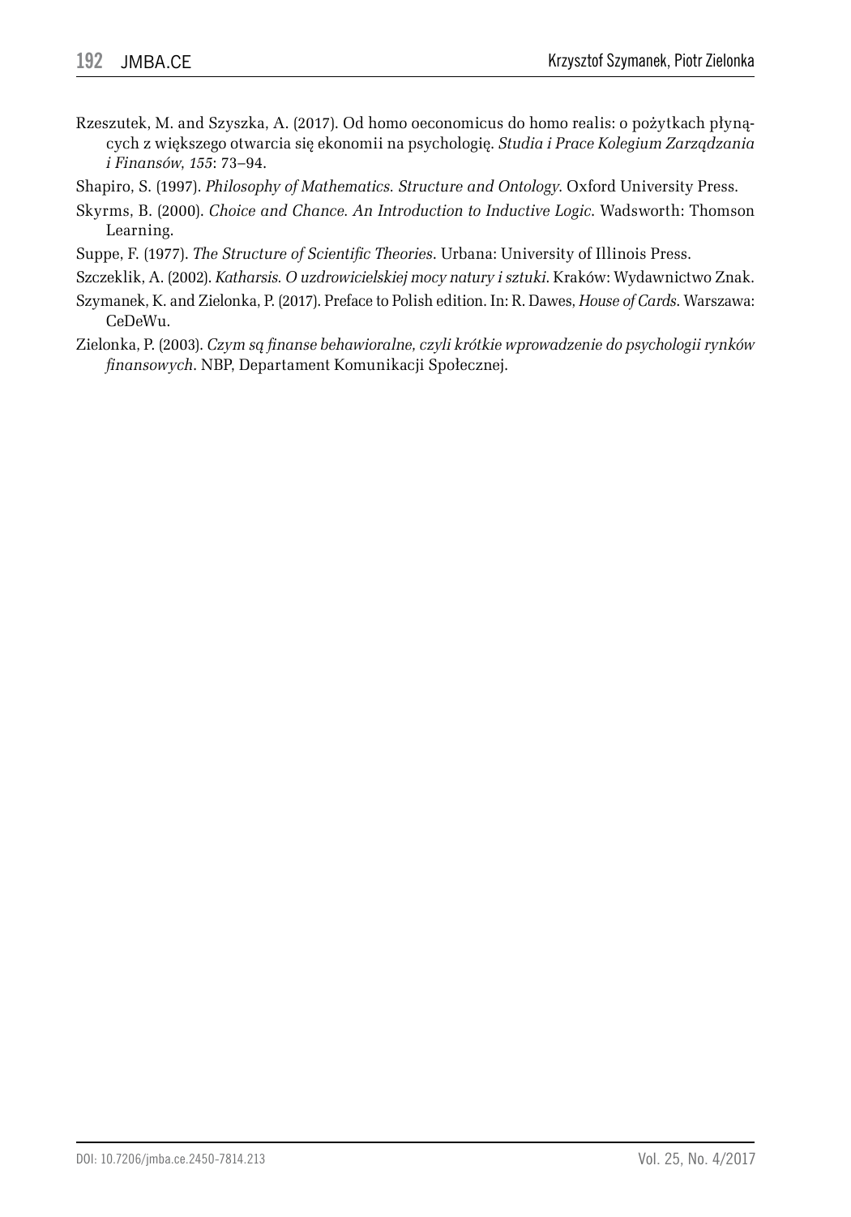Rzeszutek, M. and Szyszka, A. (2017). Od homo oeconomicus do homo realis: o pożytkach płynących z większego otwarcia się ekonomii na psychologię. *Studia i Prace Kolegium Zarządzania i Finansów*, *155*: 73–94.

Shapiro, S. (1997). *Philosophy of Mathematics. Structure and Ontology*. Oxford University Press.

Skyrms, B. (2000). *Choice and Chance. An Introduction to Inductive Logic*. Wadsworth: Thomson Learning.

Suppe, F. (1977). *The Structure of Scientific Theories*. Urbana: University of Illinois Press.

Szczeklik, A. (2002). *Katharsis. O uzdrowicielskiej mocy natury i sztuki*. Kraków: Wydawnictwo Znak.

Szymanek, K. and Zielonka, P. (2017). Preface to Polish edition. In: R. Dawes, *House of Cards*. Warszawa: CeDeWu.

Zielonka, P. (2003). *Czym są finanse behawioralne, czyli krótkie wprowadzenie do psychologii rynków finansowych*. NBP, Departament Komunikacji Społecznej.